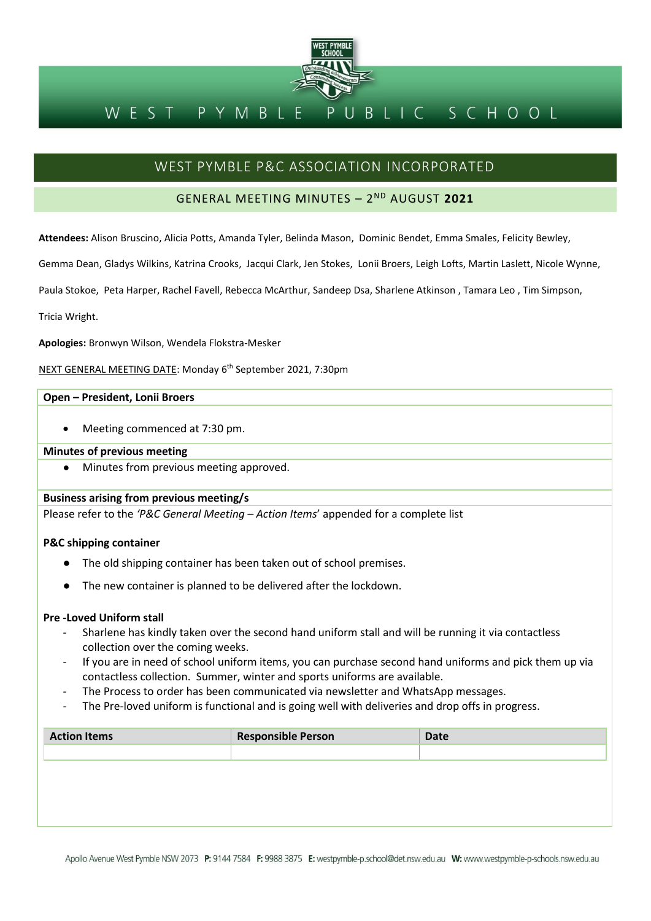# WEST PYMBLE PUBLIC SCHOOL

## WEST PYMBLE P&C ASSOCIATION INCORPORATED

### GENERAL MEETING MINUTES – 2ND AUGUST 2021

**Attendees:** Alison Bruscino, Alicia Potts, Amanda Tyler, Belinda Mason, Dominic Bendet, Emma Smales, Felicity Bewley, Gemma Dean, Gladys Wilkins, Katrina Crooks, Jacqui Clark, Jen Stokes, Lonii Broers, Leigh Lofts, Martin Laslett, Nicole Wynne, Paula Stokoe, Peta Harper, Rachel Favell, Rebecca McArthur, Sandeep Dsa, Sharlene Atkinson , Tamara Leo , Tim Simpson, Tricia Wright.

**Apologies:** Bronwyn Wilson, Wendela Flokstra-Mesker

NEXT GENERAL MEETING DATE: Monday 6th September 2021, 7:30pm

**Open – President, Lonii Broers**

- Meeting commenced at 7:30 pm.

**Minutes of previous meeting**

- Minutes from previous meeting approved.

**Business arising from previous meeting/s**

Please refer to the *'P&C General Meeting – Action Items'* appended for a complete list

**P&C shipping container**

- The old shipping container has been taken out of school premises.
- The new container is planned to be delivered after the lockdown.

**Pre -Loved Uniform stall**

- Sharlene has kindly taken over the second hand uniform stall and will be running it via contactless collection over the coming weeks.
- If you are in need of school uniform items, you can purchase second hand uniforms and pick them up via contactless collection. Summer, winter and sports uniforms are available.
- The Process to order has been communicated via newsletter and WhatsApp messages.
- The Pre-loved uniform is functional and is going well with deliveries and drop offs in progress.

| Action Items | Responsible Person | Date |
|---|---|---|
| | | |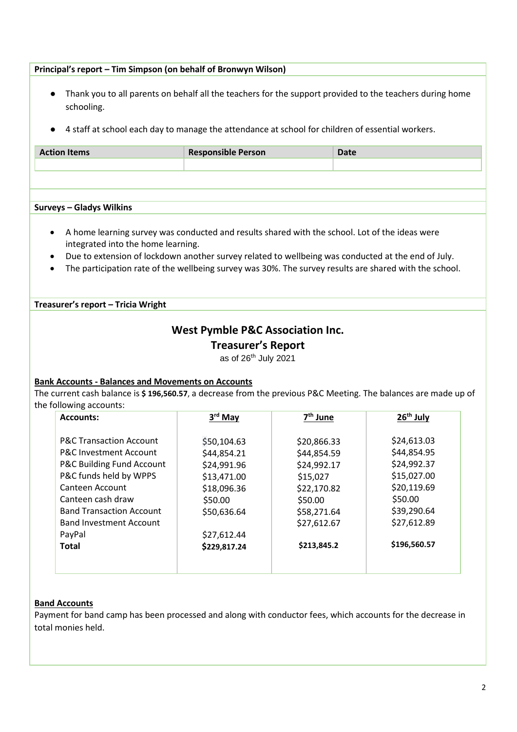**Principal's report – Tim Simpson (on behalf of Bronwyn Wilson)**

- Thank you to all parents on behalf all the teachers for the support provided to the teachers during home schooling.
- 4 staff at school each day to manage the attendance at school for children of essential workers.

| Action Items | Responsible Person | Date |
|---|---|---|
| | | |

**Surveys – Gladys Wilkins**

- A home learning survey was conducted and results shared with the school. Lot of the ideas were integrated into the home learning.
- Due to extension of lockdown another survey related to wellbeing was conducted at the end of July.
- The participation rate of the wellbeing survey was 30%. The survey results are shared with the school.

**Treasurer's report – Tricia Wright**

## West Pymble P&C Association Inc.

## Treasurer's Report

as of 26th July 2021

**Bank Accounts - Balances and Movements on Accounts**

The current cash balance is **$ 196,560.57**, a decrease from the previous P&C Meeting. The balances are made up of the following accounts:

| Accounts: | 3rd May | 7th June | 26th July |
|---|---|---|---|
| P&C Transaction Account | $50,104.63 | $20,866.33 | $24,613.03 |
| P&C Investment Account | $44,854.21 | $44,854.59 | $44,854.95 |
| P&C Building Fund Account | $24,991.96 | $24,992.17 | $24,992.37 |
| P&C funds held by WPPS | $13,471.00 | $15,027 | $15,027.00 |
| Canteen Account | $18,096.36 | $22,170.82 | $20,119.69 |
| Canteen cash draw | $50.00 | $50.00 | $50.00 |
| Band Transaction Account | $50,636.64 | $58,271.64 | $39,290.64 |
| Band Investment Account | | $27,612.67 | $27,612.89 |
| PayPal | $27,612.44 | | |
| **Total** | **$229,817.24** | **$213,845.2** | **$196,560.57** |

**Band Accounts**

Payment for band camp has been processed and along with conductor fees, which accounts for the decrease in total monies held.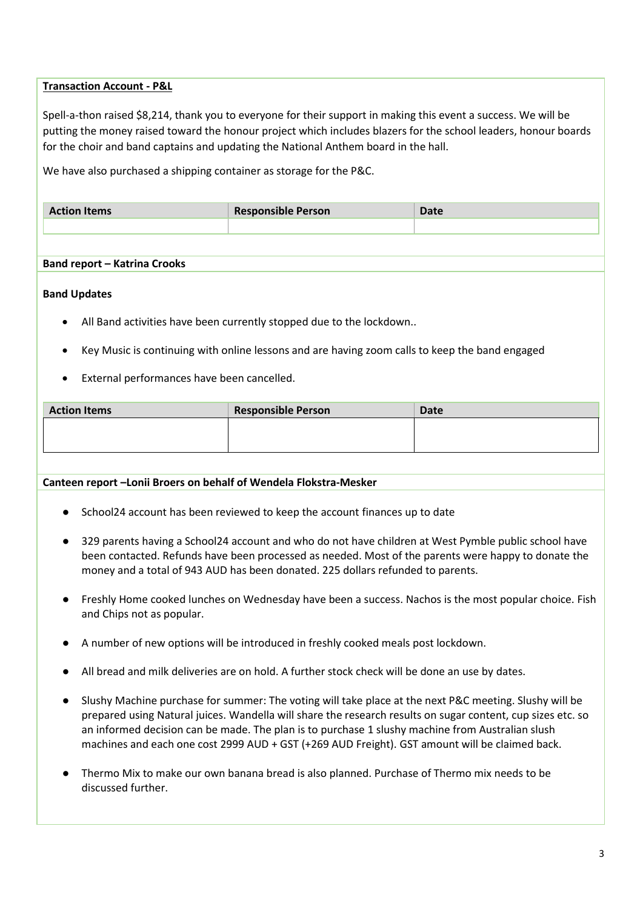**Transaction Account - P&L**

Spell-a-thon raised $8,214, thank you to everyone for their support in making this event a success. We will be putting the money raised toward the honour project which includes blazers for the school leaders, honour boards for the choir and band captains and updating the National Anthem board in the hall.

We have also purchased a shipping container as storage for the P&C.

| Action Items | Responsible Person | Date |
| --- | --- | --- |
| | | |

**Band report – Katrina Crooks**

**Band Updates**

- All Band activities have been currently stopped due to the lockdown..
- Key Music is continuing with online lessons and are having zoom calls to keep the band engaged
- External performances have been cancelled.

| Action Items | Responsible Person | Date |
| --- | --- | --- |
| | | |

**Canteen report –Lonii Broers on behalf of Wendela Flokstra-Mesker**

- School24 account has been reviewed to keep the account finances up to date
- 329 parents having a School24 account and who do not have children at West Pymble public school have been contacted. Refunds have been processed as needed. Most of the parents were happy to donate the money and a total of 943 AUD has been donated. 225 dollars refunded to parents.
- Freshly Home cooked lunches on Wednesday have been a success. Nachos is the most popular choice. Fish and Chips not as popular.
- A number of new options will be introduced in freshly cooked meals post lockdown.
- All bread and milk deliveries are on hold. A further stock check will be done an use by dates.
- Slushy Machine purchase for summer: The voting will take place at the next P&C meeting. Slushy will be prepared using Natural juices. Wandella will share the research results on sugar content, cup sizes etc. so an informed decision can be made. The plan is to purchase 1 slushy machine from Australian slush machines and each one cost 2999 AUD + GST (+269 AUD Freight). GST amount will be claimed back.
- Thermo Mix to make our own banana bread is also planned. Purchase of Thermo mix needs to be discussed further.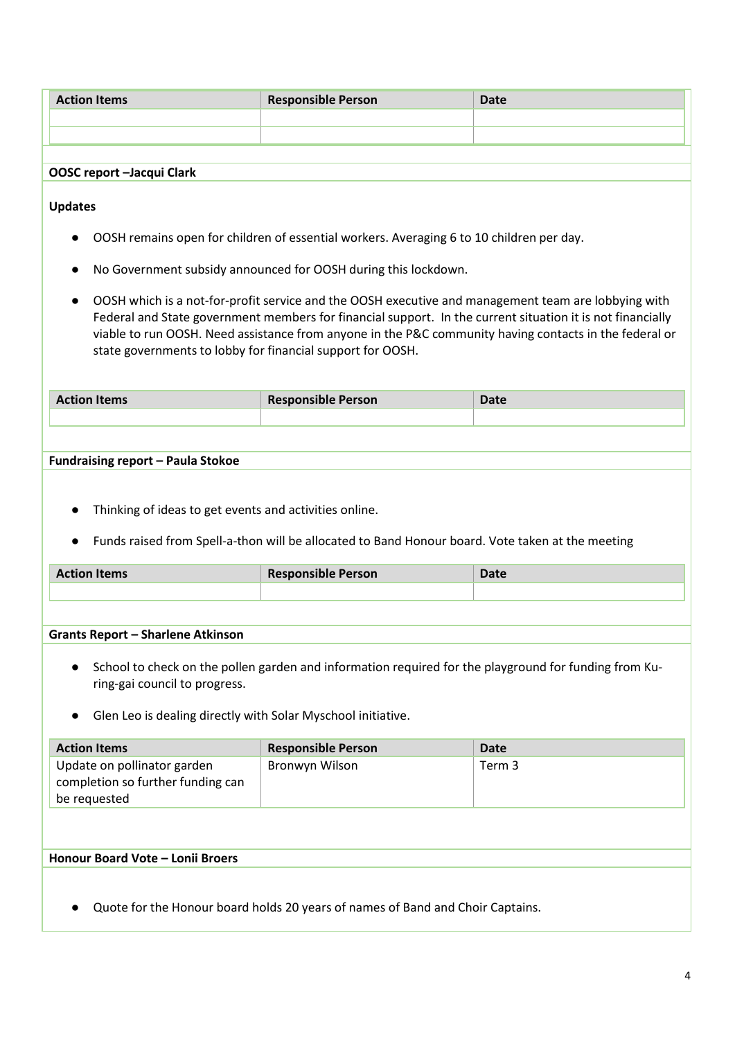| Action Items | Responsible Person | Date |
|---|---|---|
| | | |
| | | |

**OOSC report –Jacqui Clark**

**Updates**

- OOSH remains open for children of essential workers. Averaging 6 to 10 children per day.
- No Government subsidy announced for OOSH during this lockdown.
- OOSH which is a not-for-profit service and the OOSH executive and management team are lobbying with Federal and State government members for financial support. In the current situation it is not financially viable to run OOSH. Need assistance from anyone in the P&C community having contacts in the federal or state governments to lobby for financial support for OOSH.

| Action Items | Responsible Person | Date |
|---|---|---|
| | | |

**Fundraising report – Paula Stokoe**

- Thinking of ideas to get events and activities online.
- Funds raised from Spell-a-thon will be allocated to Band Honour board. Vote taken at the meeting

| Action Items | Responsible Person | Date |
|---|---|---|
| | | |

**Grants Report – Sharlene Atkinson**

- School to check on the pollen garden and information required for the playground for funding from Ku-ring-gai council to progress.
- Glen Leo is dealing directly with Solar Myschool initiative.

| Action Items | Responsible Person | Date |
|---|---|---|
| Update on pollinator garden completion so further funding can be requested | Bronwyn Wilson | Term 3 |

**Honour Board Vote – Lonii Broers**

- Quote for the Honour board holds 20 years of names of Band and Choir Captains.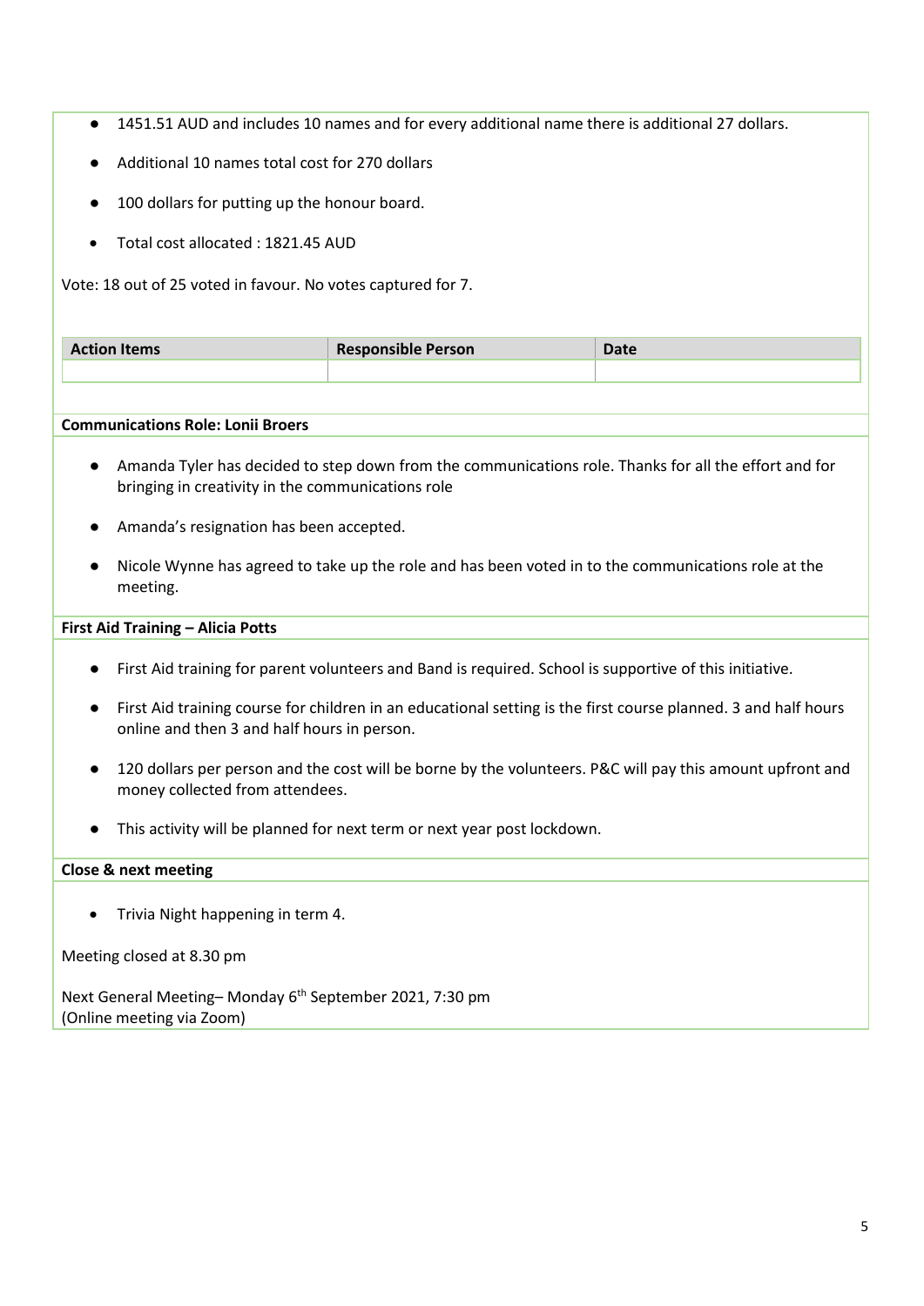- 1451.51 AUD and includes 10 names and for every additional name there is additional 27 dollars.
- Additional 10 names total cost for 270 dollars
- 100 dollars for putting up the honour board.
- Total cost allocated : 1821.45 AUD

Vote: 18 out of 25 voted in favour. No votes captured for 7.

| Action Items | Responsible Person | Date |
| --- | --- | --- |
| | | |

**Communications Role: Lonii Broers**

- Amanda Tyler has decided to step down from the communications role. Thanks for all the effort and for bringing in creativity in the communications role
- Amanda's resignation has been accepted.
- Nicole Wynne has agreed to take up the role and has been voted in to the communications role at the meeting.

**First Aid Training – Alicia Potts**

- First Aid training for parent volunteers and Band is required. School is supportive of this initiative.
- First Aid training course for children in an educational setting is the first course planned. 3 and half hours online and then 3 and half hours in person.
- 120 dollars per person and the cost will be borne by the volunteers. P&C will pay this amount upfront and money collected from attendees.
- This activity will be planned for next term or next year post lockdown.

**Close & next meeting**

- Trivia Night happening in term 4.

Meeting closed at 8.30 pm

Next General Meeting– Monday 6th September 2021, 7:30 pm
(Online meeting via Zoom)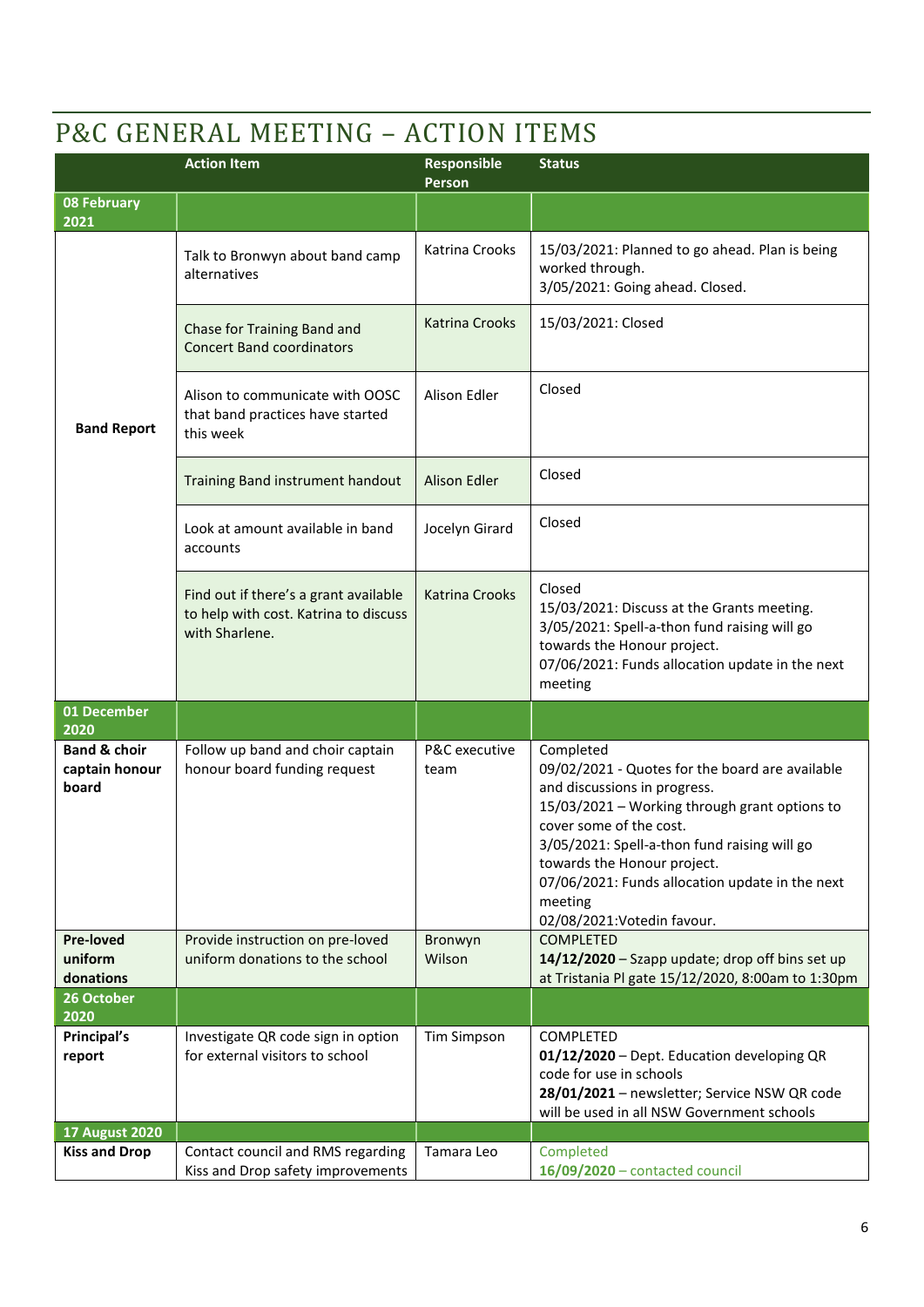# P&C GENERAL MEETING – ACTION ITEMS

| | Action Item | Responsible Person | Status |
|---|---|---|---|
| **08 February 2021** | | | |
| **Band Report** | Talk to Bronwyn about band camp alternatives | Katrina Crooks | 15/03/2021: Planned to go ahead. Plan is being worked through.<br>3/05/2021: Going ahead. Closed. |
| | Chase for Training Band and Concert Band coordinators | Katrina Crooks | 15/03/2021: Closed |
| | Alison to communicate with OOSC that band practices have started this week | Alison Edler | Closed |
| | Training Band instrument handout | Alison Edler | Closed |
| | Look at amount available in band accounts | Jocelyn Girard | Closed |
| | Find out if there's a grant available to help with cost. Katrina to discuss with Sharlene. | Katrina Crooks | Closed<br>15/03/2021: Discuss at the Grants meeting.<br>3/05/2021: Spell-a-thon fund raising will go towards the Honour project.<br>07/06/2021: Funds allocation update in the next meeting |
| **01 December 2020** | | | |
| **Band & choir captain honour board** | Follow up band and choir captain honour board funding request | P&C executive team | Completed<br>09/02/2021 - Quotes for the board are available and discussions in progress.<br>15/03/2021 – Working through grant options to cover some of the cost.<br>3/05/2021: Spell-a-thon fund raising will go towards the Honour project.<br>07/06/2021: Funds allocation update in the next meeting<br>02/08/2021:Votedin favour. |
| **Pre-loved uniform donations** | Provide instruction on pre-loved uniform donations to the school | Bronwyn Wilson | COMPLETED<br>**14/12/2020** – Szapp update; drop off bins set up at Tristania Pl gate 15/12/2020, 8:00am to 1:30pm |
| **26 October 2020** | | | |
| **Principal's report** | Investigate QR code sign in option for external visitors to school | Tim Simpson | COMPLETED<br>**01/12/2020** – Dept. Education developing QR code for use in schools<br>**28/01/2021** – newsletter; Service NSW QR code will be used in all NSW Government schools |
| **17 August 2020** | | | |
| **Kiss and Drop** | Contact council and RMS regarding Kiss and Drop safety improvements | Tamara Leo | Completed<br>**16/09/2020** – contacted council |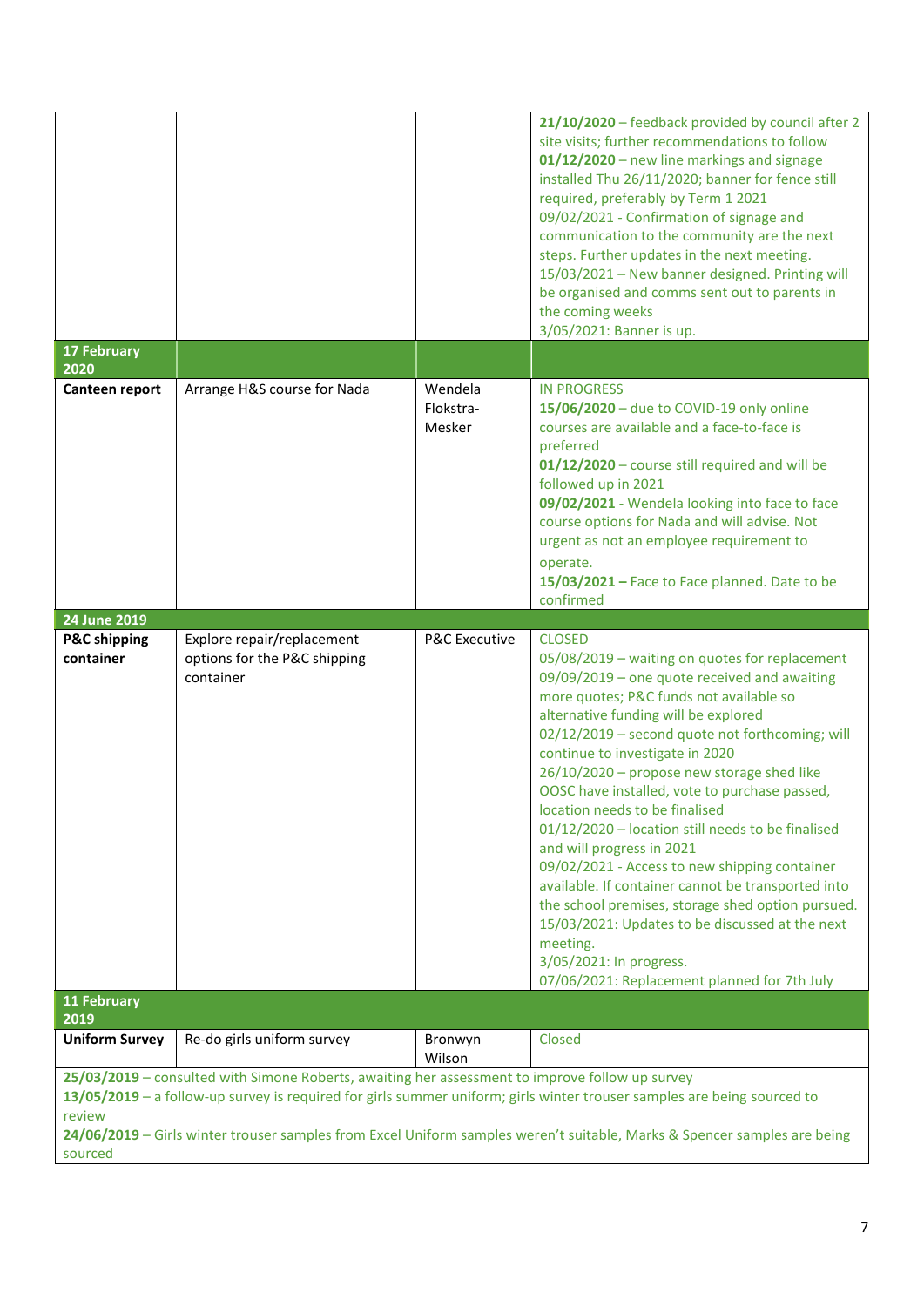| | | | |
|---|---|---|---|
| | | | **21/10/2020** – feedback provided by council after 2 site visits; further recommendations to follow<br>**01/12/2020** – new line markings and signage installed Thu 26/11/2020; banner for fence still required, preferably by Term 1 2021<br>09/02/2021 - Confirmation of signage and communication to the community are the next steps. Further updates in the next meeting.<br>15/03/2021 – New banner designed. Printing will be organised and comms sent out to parents in the coming weeks<br>3/05/2021: Banner is up. |
| **17 February 2020** | | | |
| **Canteen report** | Arrange H&S course for Nada | Wendela Flokstra-Mesker | IN PROGRESS<br>**15/06/2020** – due to COVID-19 only online courses are available and a face-to-face is preferred<br>**01/12/2020** – course still required and will be followed up in 2021<br>**09/02/2021** - Wendela looking into face to face course options for Nada and will advise. Not urgent as not an employee requirement to operate.<br>**15/03/2021 –** Face to Face planned. Date to be confirmed |
| **24 June 2019** | | | |
| **P&C shipping container** | Explore repair/replacement options for the P&C shipping container | P&C Executive | CLOSED<br>05/08/2019 – waiting on quotes for replacement<br>09/09/2019 – one quote received and awaiting more quotes; P&C funds not available so alternative funding will be explored<br>02/12/2019 – second quote not forthcoming; will continue to investigate in 2020<br>26/10/2020 – propose new storage shed like OOSC have installed, vote to purchase passed, location needs to be finalised<br>01/12/2020 – location still needs to be finalised and will progress in 2021<br>09/02/2021 - Access to new shipping container available. If container cannot be transported into the school premises, storage shed option pursued.<br>15/03/2021: Updates to be discussed at the next meeting.<br>3/05/2021: In progress.<br>07/06/2021: Replacement planned for 7th July |
| **11 February 2019** | | | |
| **Uniform Survey** | Re-do girls uniform survey | Bronwyn Wilson | Closed |
| **25/03/2019** – consulted with Simone Roberts, awaiting her assessment to improve follow up survey<br>**13/05/2019** – a follow-up survey is required for girls summer uniform; girls winter trouser samples are being sourced to review<br>**24/06/2019** – Girls winter trouser samples from Excel Uniform samples weren't suitable, Marks & Spencer samples are being sourced | | | |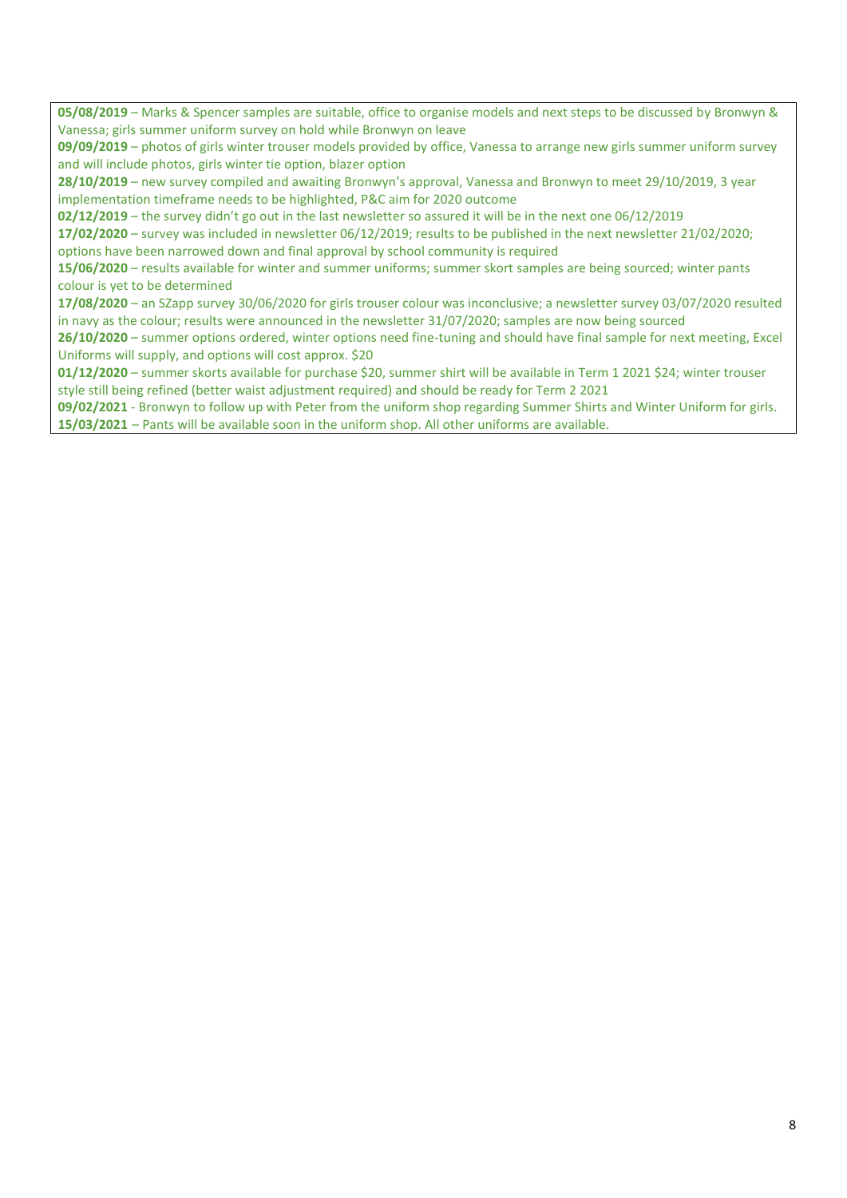**05/08/2019** – Marks & Spencer samples are suitable, office to organise models and next steps to be discussed by Bronwyn & Vanessa; girls summer uniform survey on hold while Bronwyn on leave

**09/09/2019** – photos of girls winter trouser models provided by office, Vanessa to arrange new girls summer uniform survey and will include photos, girls winter tie option, blazer option

**28/10/2019** – new survey compiled and awaiting Bronwyn's approval, Vanessa and Bronwyn to meet 29/10/2019, 3 year implementation timeframe needs to be highlighted, P&C aim for 2020 outcome

**02/12/2019** – the survey didn't go out in the last newsletter so assured it will be in the next one 06/12/2019

**17/02/2020** – survey was included in newsletter 06/12/2019; results to be published in the next newsletter 21/02/2020; options have been narrowed down and final approval by school community is required

**15/06/2020** – results available for winter and summer uniforms; summer skort samples are being sourced; winter pants colour is yet to be determined

**17/08/2020** – an SZapp survey 30/06/2020 for girls trouser colour was inconclusive; a newsletter survey 03/07/2020 resulted in navy as the colour; results were announced in the newsletter 31/07/2020; samples are now being sourced

**26/10/2020** – summer options ordered, winter options need fine-tuning and should have final sample for next meeting, Excel Uniforms will supply, and options will cost approx. $20

**01/12/2020** – summer skorts available for purchase $20, summer shirt will be available in Term 1 2021 $24; winter trouser style still being refined (better waist adjustment required) and should be ready for Term 2 2021

**09/02/2021** - Bronwyn to follow up with Peter from the uniform shop regarding Summer Shirts and Winter Uniform for girls.

**15/03/2021** – Pants will be available soon in the uniform shop. All other uniforms are available.